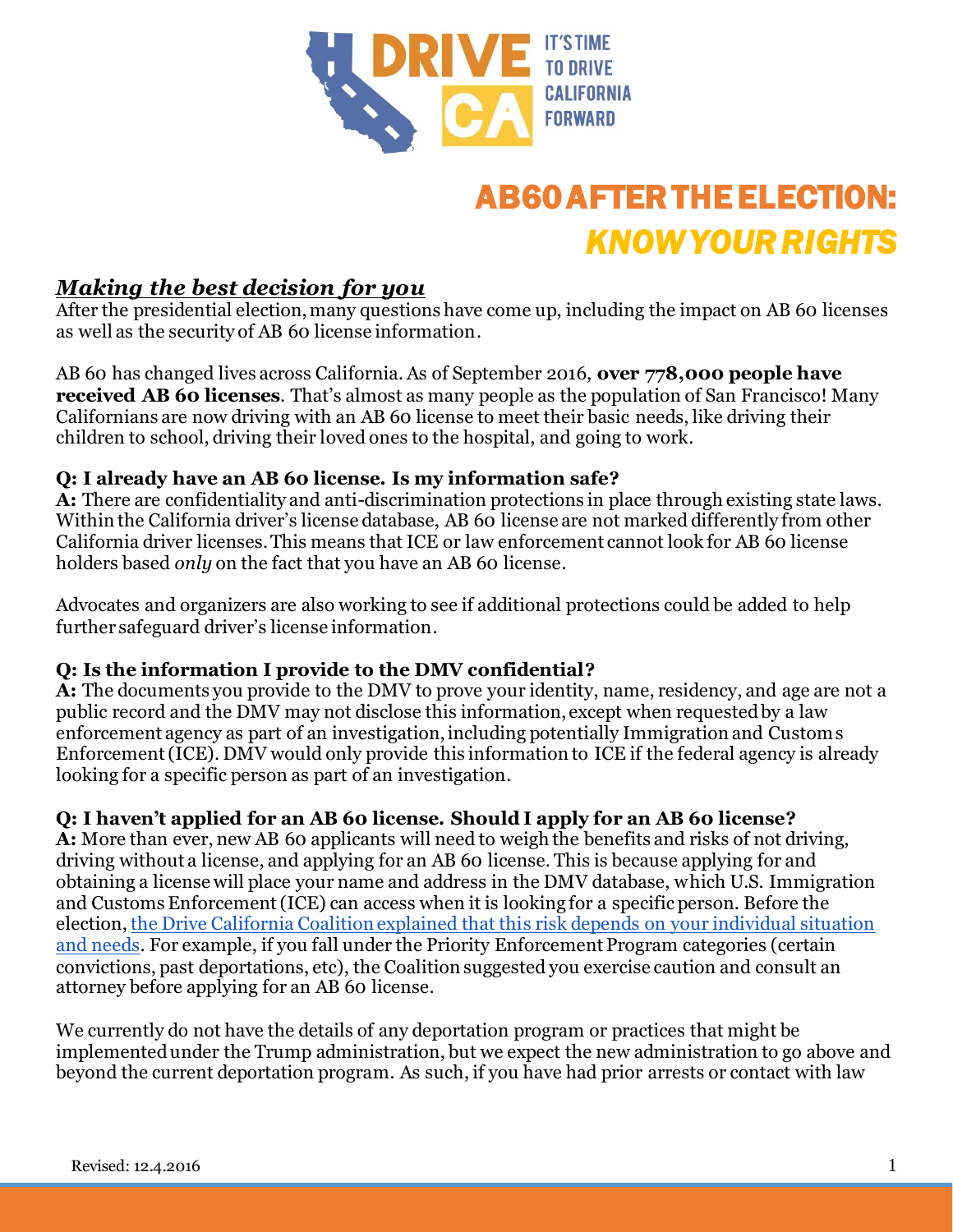DRIVE CA

IT'S TIME TO DRIVE CALIFORNIA FORWARD

# AB60 AFTER THE ELECTION: *KNOW YOUR RIGHTS*

## ***Making the best decision for you***

After the presidential election, many questions have come up, including the impact on AB 60 licenses as well as the security of AB 60 license information.

AB 60 has changed lives across California. As of September 2016, **over 778,000 people have received AB 60 licenses**. That's almost as many people as the population of San Francisco! Many Californians are now driving with an AB 60 license to meet their basic needs, like driving their children to school, driving their loved ones to the hospital, and going to work.

**Q: I already have an AB 60 license. Is my information safe?**

**A:** There are confidentiality and anti-discrimination protections in place through existing state laws. Within the California driver's license database, AB 60 license are not marked differently from other California driver licenses. This means that ICE or law enforcement cannot look for AB 60 license holders based *only* on the fact that you have an AB 60 license.

Advocates and organizers are also working to see if additional protections could be added to help further safeguard driver's license information.

**Q: Is the information I provide to the DMV confidential?**

**A:** The documents you provide to the DMV to prove your identity, name, residency, and age are not a public record and the DMV may not disclose this information, except when requested by a law enforcement agency as part of an investigation, including potentially Immigration and Customs Enforcement (ICE). DMV would only provide this information to ICE if the federal agency is already looking for a specific person as part of an investigation.

**Q: I haven't applied for an AB 60 license. Should I apply for an AB 60 license?**

**A:** More than ever, new AB 60 applicants will need to weigh the benefits and risks of not driving, driving without a license, and applying for an AB 60 license. This is because applying for and obtaining a license will place your name and address in the DMV database, which U.S. Immigration and Customs Enforcement (ICE) can access when it is looking for a specific person. Before the election, the Drive California Coalition explained that this risk depends on your individual situation and needs. For example, if you fall under the Priority Enforcement Program categories (certain convictions, past deportations, etc), the Coalition suggested you exercise caution and consult an attorney before applying for an AB 60 license.

We currently do not have the details of any deportation program or practices that might be implemented under the Trump administration, but we expect the new administration to go above and beyond the current deportation program. As such, if you have had prior arrests or contact with law

Revised: 12.4.2016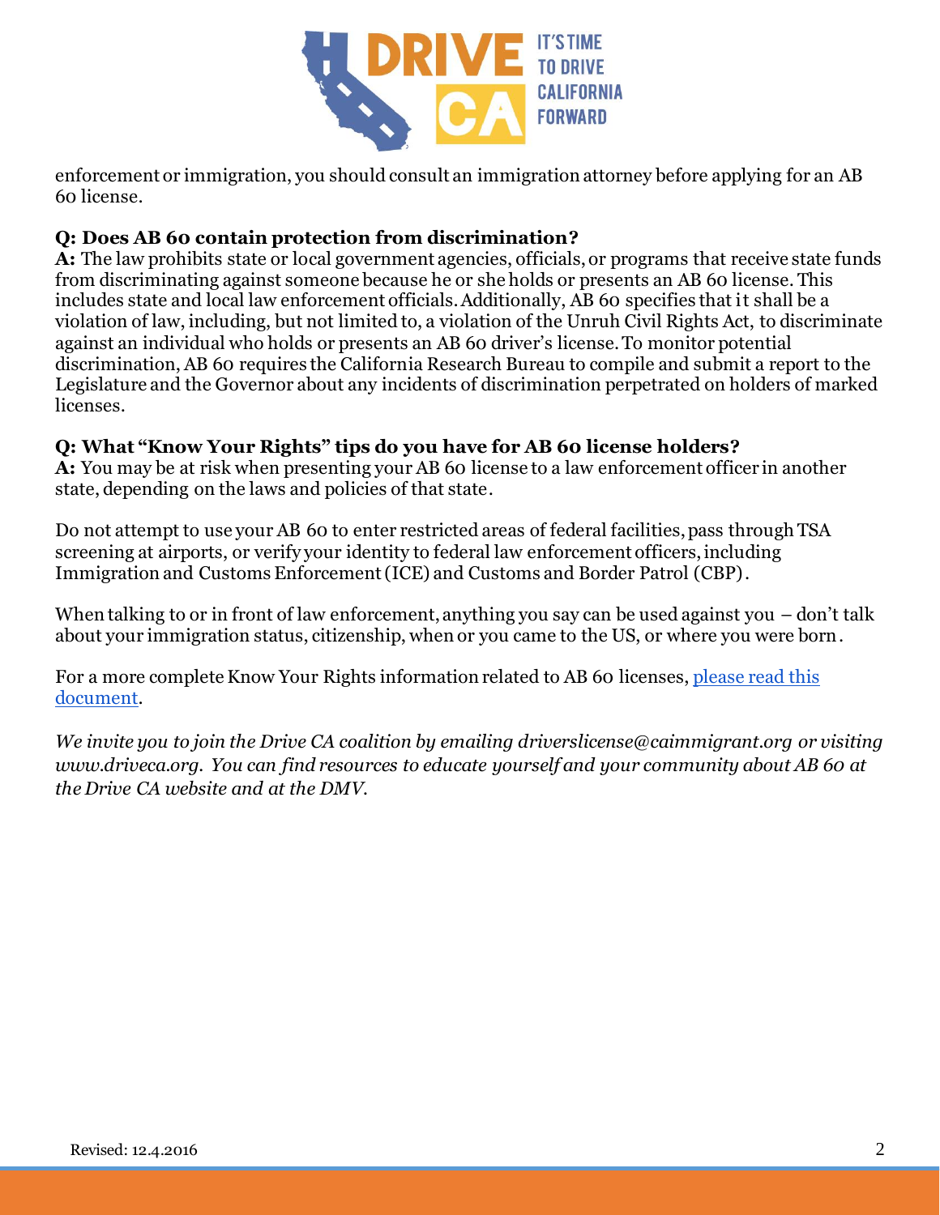enforcement or immigration, you should consult an immigration attorney before applying for an AB 60 license.

**Q: Does AB 60 contain protection from discrimination?**
**A:** The law prohibits state or local government agencies, officials, or programs that receive state funds from discriminating against someone because he or she holds or presents an AB 60 license. This includes state and local law enforcement officials. Additionally, AB 60 specifies that it shall be a violation of law, including, but not limited to, a violation of the Unruh Civil Rights Act, to discriminate against an individual who holds or presents an AB 60 driver's license. To monitor potential discrimination, AB 60 requires the California Research Bureau to compile and submit a report to the Legislature and the Governor about any incidents of discrimination perpetrated on holders of marked licenses.

**Q: What "Know Your Rights" tips do you have for AB 60 license holders?**
**A:** You may be at risk when presenting your AB 60 license to a law enforcement officer in another state, depending on the laws and policies of that state.

Do not attempt to use your AB 60 to enter restricted areas of federal facilities, pass through TSA screening at airports, or verify your identity to federal law enforcement officers, including Immigration and Customs Enforcement (ICE) and Customs and Border Patrol (CBP).

When talking to or in front of law enforcement, anything you say can be used against you – don't talk about your immigration status, citizenship, when or you came to the US, or where you were born.

For a more complete Know Your Rights information related to AB 60 licenses, please read this document.

*We invite you to join the Drive CA coalition by emailing driverslicense@caimmigrant.org or visiting www.driveca.org. You can find resources to educate yourself and your community about AB 60 at the Drive CA website and at the DMV.*

Revised: 12.4.2016